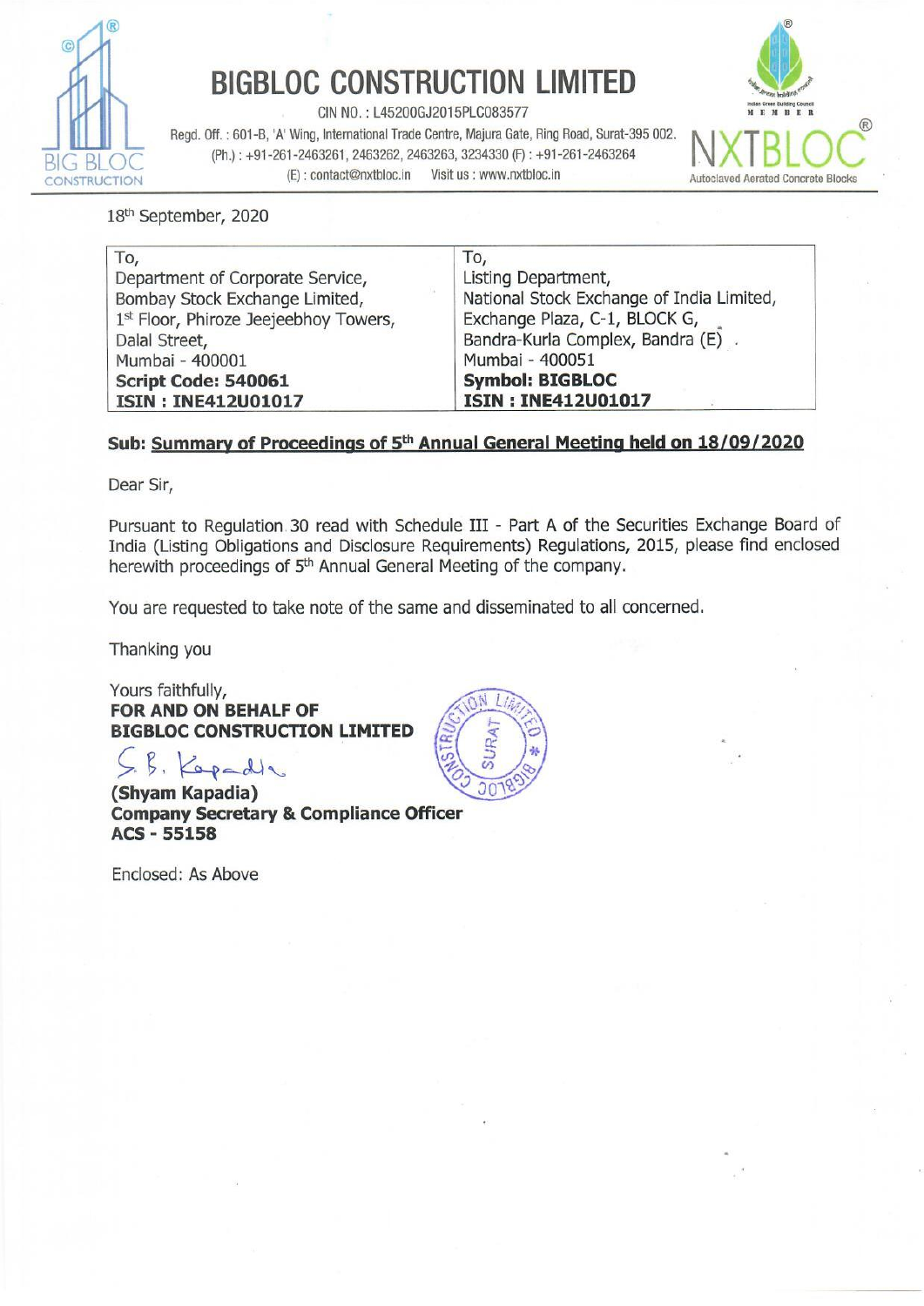# BIGBLOC CONSTRUCTION LIMITED

CIN NO. : L45200GJ2015PLC083577

Regd. Off. : 601-B, 'A' Wing, International Trade Centre, Majura Gate, Ring Road, Surat-395 002.
(Ph.) : +91-261-2463261, 2463262, 2463263, 3234330 (F) : +91-261-2463264
(E) : contact@nxtbloc.in Visit us : www.nxtbloc.in

NXTBLOC® Autoclaved Aerated Concrete Blocks

18th September, 2020

| To, | To, |
|---|---|
| Department of Corporate Service, | Listing Department, |
| Bombay Stock Exchange Limited, | National Stock Exchange of India Limited, |
| 1st Floor, Phiroze Jeejeebhoy Towers, | Exchange Plaza, C-1, BLOCK G, |
| Dalal Street, | Bandra-Kurla Complex, Bandra (E) |
| Mumbai - 400001 | Mumbai - 400051 |
| **Script Code: 540061** | **Symbol: BIGBLOC** |
| **ISIN : INE412U01017** | **ISIN : INE412U01017** |

**Sub: Summary of Proceedings of 5th Annual General Meeting held on 18/09/2020**

Dear Sir,

Pursuant to Regulation 30 read with Schedule III - Part A of the Securities Exchange Board of India (Listing Obligations and Disclosure Requirements) Regulations, 2015, please find enclosed herewith proceedings of 5th Annual General Meeting of the company.

You are requested to take note of the same and disseminated to all concerned.

Thanking you

Yours faithfully,
**FOR AND ON BEHALF OF**
**BIGBLOC CONSTRUCTION LIMITED**

S. B. Kapadia

**(Shyam Kapadia)**
**Company Secretary & Compliance Officer**
**ACS - 55158**

Enclosed: As Above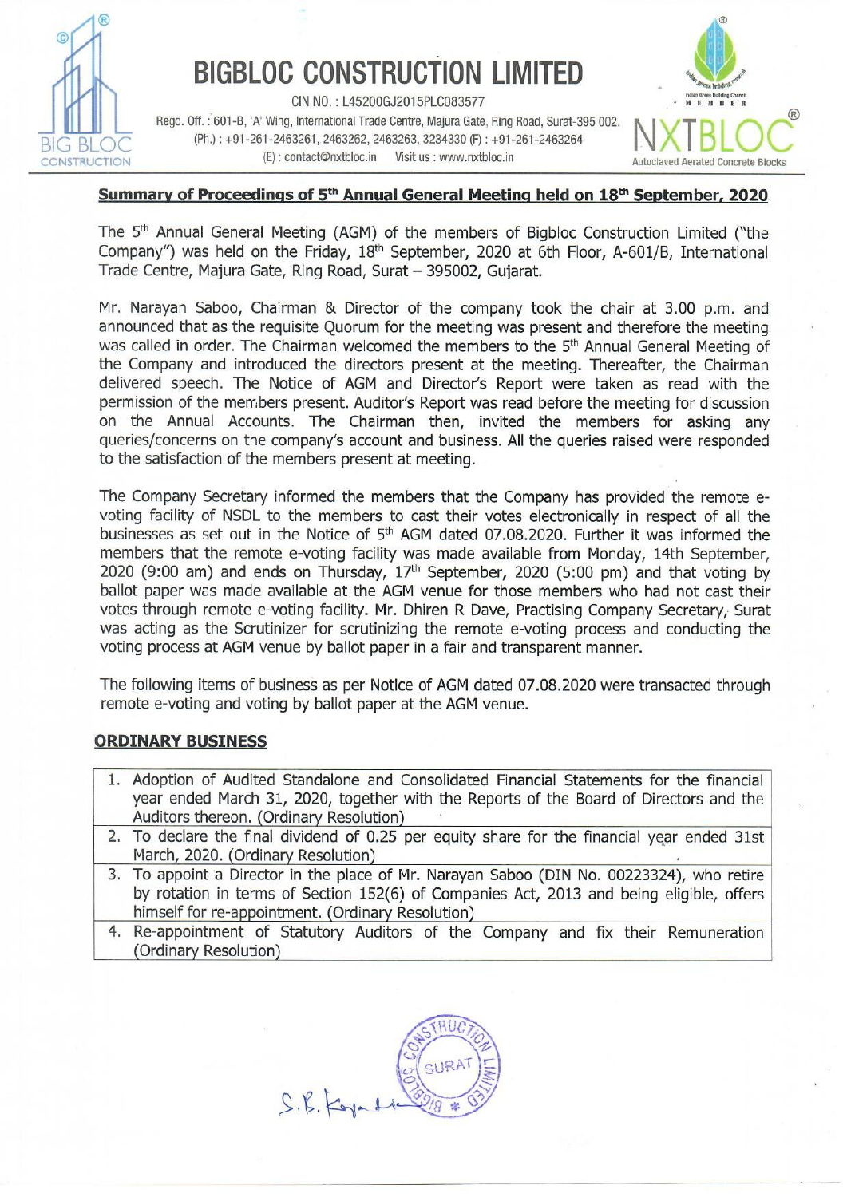# BIGBLOC CONSTRUCTION LIMITED

CIN NO. : L45200GJ2015PLC083577

Regd. Off. : 601-B, 'A' Wing, International Trade Centre, Majura Gate, Ring Road, Surat-395 002.
(Ph.) : +91-261-2463261, 2463262, 2463263, 3234330 (F) : +91-261-2463264
(E) : contact@nxtbloc.in Visit us : www.nxtbloc.in

NXTBLOC® Autoclaved Aerated Concrete Blocks

## Summary of Proceedings of 5th Annual General Meeting held on 18th September, 2020

The 5th Annual General Meeting (AGM) of the members of Bigbloc Construction Limited ("the Company") was held on the Friday, 18th September, 2020 at 6th Floor, A-601/B, International Trade Centre, Majura Gate, Ring Road, Surat – 395002, Gujarat.

Mr. Narayan Saboo, Chairman & Director of the company took the chair at 3.00 p.m. and announced that as the requisite Quorum for the meeting was present and therefore the meeting was called in order. The Chairman welcomed the members to the 5th Annual General Meeting of the Company and introduced the directors present at the meeting. Thereafter, the Chairman delivered speech. The Notice of AGM and Director's Report were taken as read with the permission of the members present. Auditor's Report was read before the meeting for discussion on the Annual Accounts. The Chairman then, invited the members for asking any queries/concerns on the company's account and business. All the queries raised were responded to the satisfaction of the members present at meeting.

The Company Secretary informed the members that the Company has provided the remote e-voting facility of NSDL to the members to cast their votes electronically in respect of all the businesses as set out in the Notice of 5th AGM dated 07.08.2020. Further it was informed the members that the remote e-voting facility was made available from Monday, 14th September, 2020 (9:00 am) and ends on Thursday, 17th September, 2020 (5:00 pm) and that voting by ballot paper was made available at the AGM venue for those members who had not cast their votes through remote e-voting facility. Mr. Dhiren R Dave, Practising Company Secretary, Surat was acting as the Scrutinizer for scrutinizing the remote e-voting process and conducting the voting process at AGM venue by ballot paper in a fair and transparent manner.

The following items of business as per Notice of AGM dated 07.08.2020 were transacted through remote e-voting and voting by ballot paper at the AGM venue.

### ORDINARY BUSINESS

| |
|---|
| 1. Adoption of Audited Standalone and Consolidated Financial Statements for the financial year ended March 31, 2020, together with the Reports of the Board of Directors and the Auditors thereon. (Ordinary Resolution) |
| 2. To declare the final dividend of 0.25 per equity share for the financial year ended 31st March, 2020. (Ordinary Resolution) |
| 3. To appoint a Director in the place of Mr. Narayan Saboo (DIN No. 00223324), who retire by rotation in terms of Section 152(6) of Companies Act, 2013 and being eligible, offers himself for re-appointment. (Ordinary Resolution) |
| 4. Re-appointment of Statutory Auditors of the Company and fix their Remuneration (Ordinary Resolution) |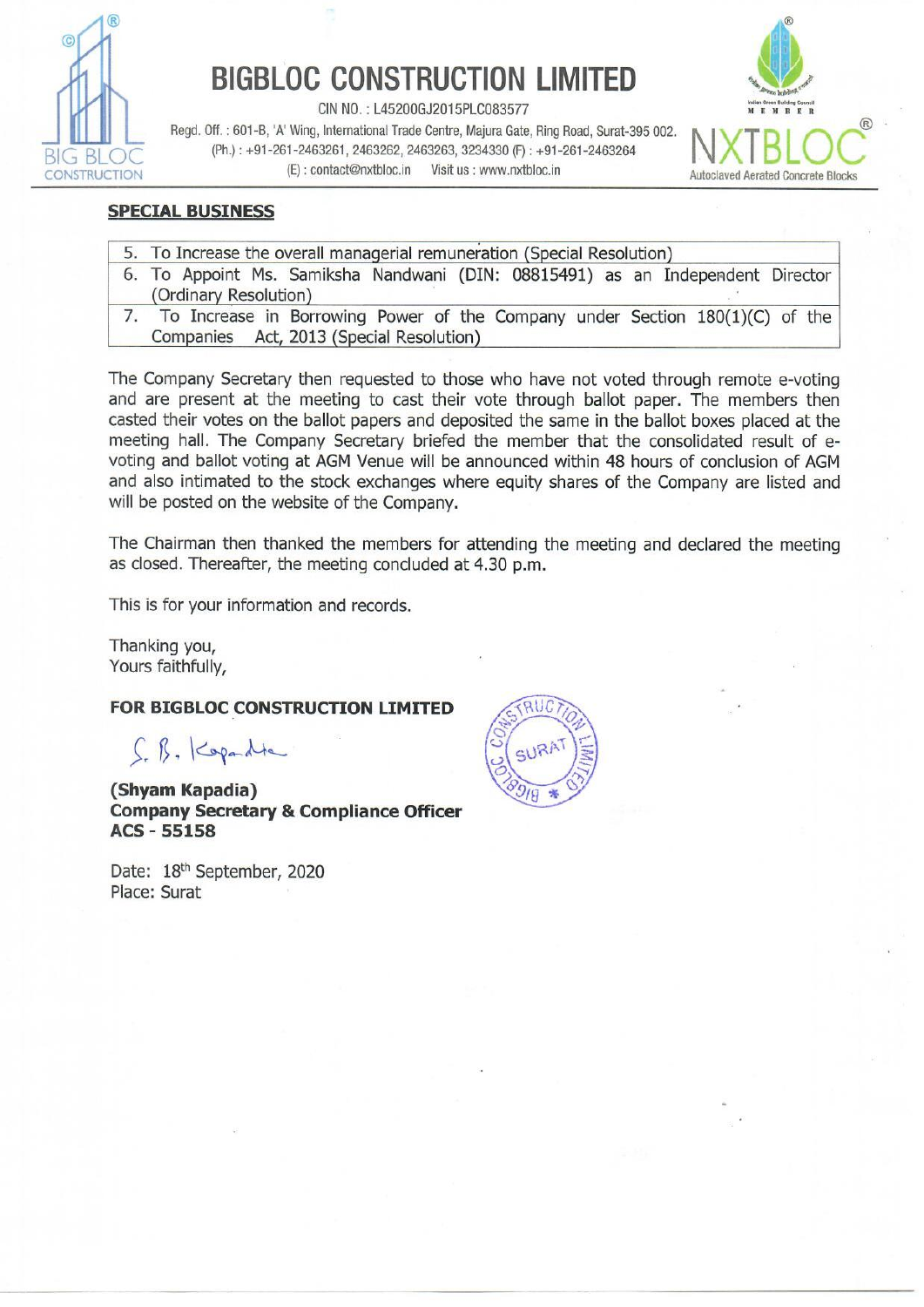# BIGBLOC CONSTRUCTION LIMITED

CIN NO. : L45200GJ2015PLC083577

Regd. Off. : 601-B, 'A' Wing, International Trade Centre, Majura Gate, Ring Road, Surat-395 002.
(Ph.) : +91-261-2463261, 2463262, 2463263, 3234330 (F) : +91-261-2463264
(E) : contact@nxtbloc.in Visit us : www.nxtbloc.in

NXTBLOC Autoclaved Aerated Concrete Blocks

**SPECIAL BUSINESS**

| |
|---|
| 5. To Increase the overall managerial remuneration (Special Resolution) |
| 6. To Appoint Ms. Samiksha Nandwani (DIN: 08815491) as an Independent Director (Ordinary Resolution) |
| 7. To Increase in Borrowing Power of the Company under Section 180(1)(C) of the Companies Act, 2013 (Special Resolution) |

The Company Secretary then requested to those who have not voted through remote e-voting and are present at the meeting to cast their vote through ballot paper. The members then casted their votes on the ballot papers and deposited the same in the ballot boxes placed at the meeting hall. The Company Secretary briefed the member that the consolidated result of e-voting and ballot voting at AGM Venue will be announced within 48 hours of conclusion of AGM and also intimated to the stock exchanges where equity shares of the Company are listed and will be posted on the website of the Company.

The Chairman then thanked the members for attending the meeting and declared the meeting as closed. Thereafter, the meeting concluded at 4.30 p.m.

This is for your information and records.

Thanking you,
Yours faithfully,

**FOR BIGBLOC CONSTRUCTION LIMITED**

S. B. Kapadia

**(Shyam Kapadia)**
**Company Secretary & Compliance Officer**
**ACS - 55158**

Date: 18th September, 2020
Place: Surat